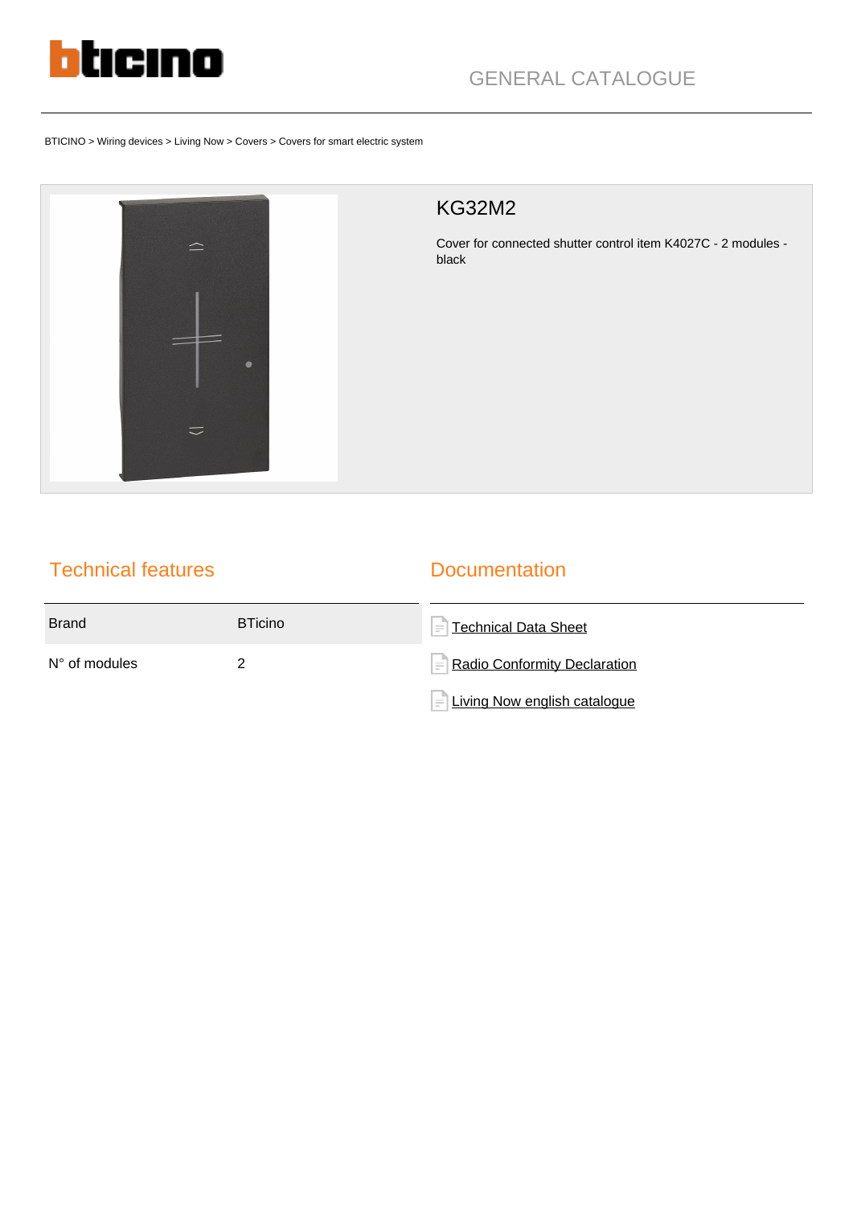GENERAL CATALOGUE

BTICINO > Wiring devices > Living Now > Covers > Covers for smart electric system

# KG32M2

Cover for connected shutter control item K4027C - 2 modules - black

## Technical features

| Brand | BTicino |
|---|---|
| N° of modules | 2 |

## Documentation

- Technical Data Sheet
- Radio Conformity Declaration
- Living Now english catalogue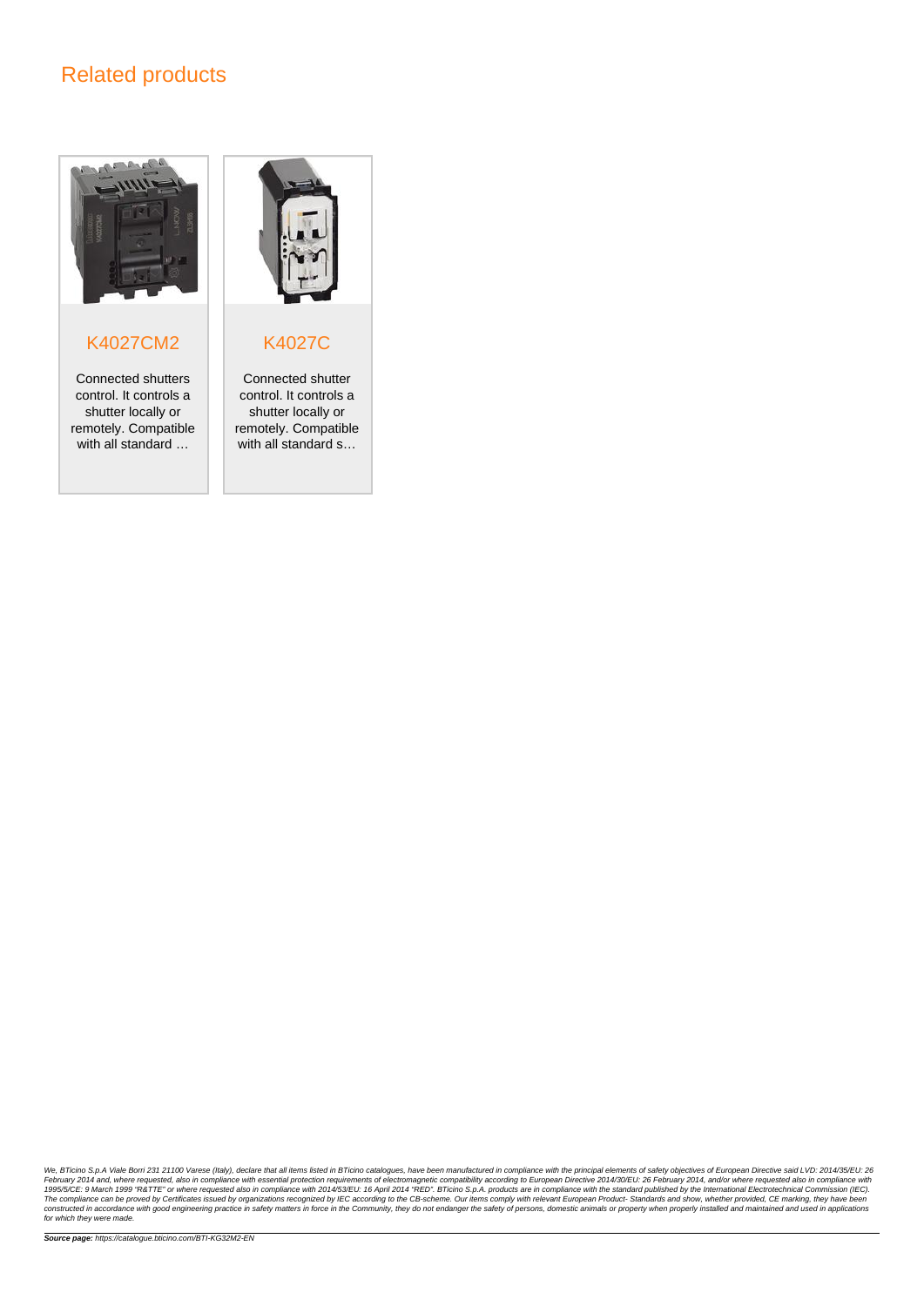## Related products

### K4027CM2

Connected shutters control. It controls a shutter locally or remotely. Compatible with all standard …

### K4027C

Connected shutter control. It controls a shutter locally or remotely. Compatible with all standard s…

*We, BTicino S.p.A Viale Borri 231 21100 Varese (Italy), declare that all items listed in BTicino catalogues, have been manufactured in compliance with the principal elements of safety objectives of European Directive said LVD: 2014/35/EU: 26 February 2014 and, where requested, also in compliance with essential protection requirements of electromagnetic compatibility according to European Directive 2014/30/EU: 26 February 2014, and/or where requested also in compliance with 1995/5/CE: 9 March 1999 "R&TTE" or where requested also in compliance with 2014/53/EU: 16 April 2014 "RED". BTicino S.p.A. products are in compliance with the standard published by the International Electrotechnical Commission (IEC). The compliance can be proved by Certificates issued by organizations recognized by IEC according to the CB-scheme. Our items comply with relevant European Product- Standards and show, whether provided, CE marking, they have been constructed in accordance with good engineering practice in safety matters in force in the Community, they do not endanger the safety of persons, domestic animals or property when properly installed and maintained and used in applications for which they were made.*

**Source page:** https://catalogue.bticino.com/BTI-KG32M2-EN